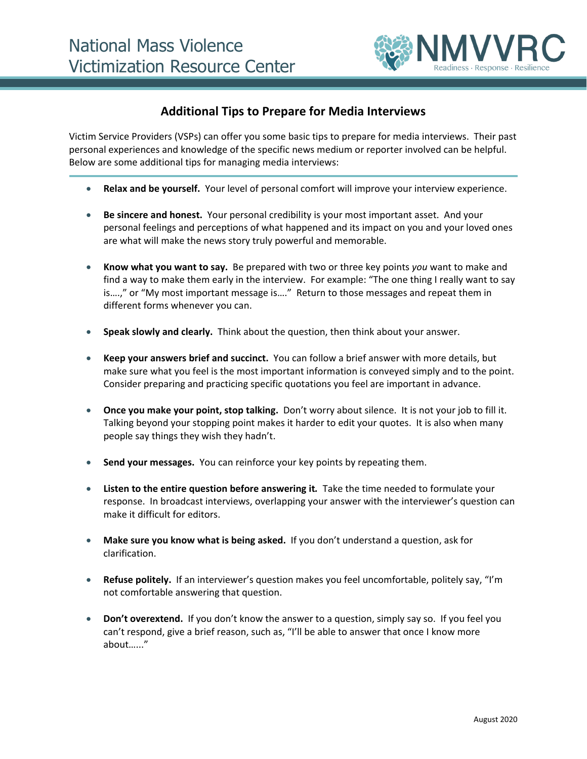# National Mass Violence Victimization Resource Center

NMVVRC
Readiness · Response · Resilience

## Additional Tips to Prepare for Media Interviews

Victim Service Providers (VSPs) can offer you some basic tips to prepare for media interviews. Their past personal experiences and knowledge of the specific news medium or reporter involved can be helpful. Below are some additional tips for managing media interviews:

- **Relax and be yourself.** Your level of personal comfort will improve your interview experience.
- **Be sincere and honest.** Your personal credibility is your most important asset. And your personal feelings and perceptions of what happened and its impact on you and your loved ones are what will make the news story truly powerful and memorable.
- **Know what you want to say.** Be prepared with two or three key points *you* want to make and find a way to make them early in the interview. For example: "The one thing I really want to say is….," or "My most important message is…." Return to those messages and repeat them in different forms whenever you can.
- **Speak slowly and clearly.** Think about the question, then think about your answer.
- **Keep your answers brief and succinct.** You can follow a brief answer with more details, but make sure what you feel is the most important information is conveyed simply and to the point. Consider preparing and practicing specific quotations you feel are important in advance.
- **Once you make your point, stop talking.** Don't worry about silence. It is not your job to fill it. Talking beyond your stopping point makes it harder to edit your quotes. It is also when many people say things they wish they hadn't.
- **Send your messages.** You can reinforce your key points by repeating them.
- ***Listen to the entire question before answering it.*** Take the time needed to formulate your response. In broadcast interviews, overlapping your answer with the interviewer's question can make it difficult for editors.
- **Make sure you know what is being asked.** If you don't understand a question, ask for clarification.
- **Refuse politely.** If an interviewer's question makes you feel uncomfortable, politely say, "I'm not comfortable answering that question.
- **Don't overextend.** If you don't know the answer to a question, simply say so. If you feel you can't respond, give a brief reason, such as, "I'll be able to answer that once I know more about….."

August 2020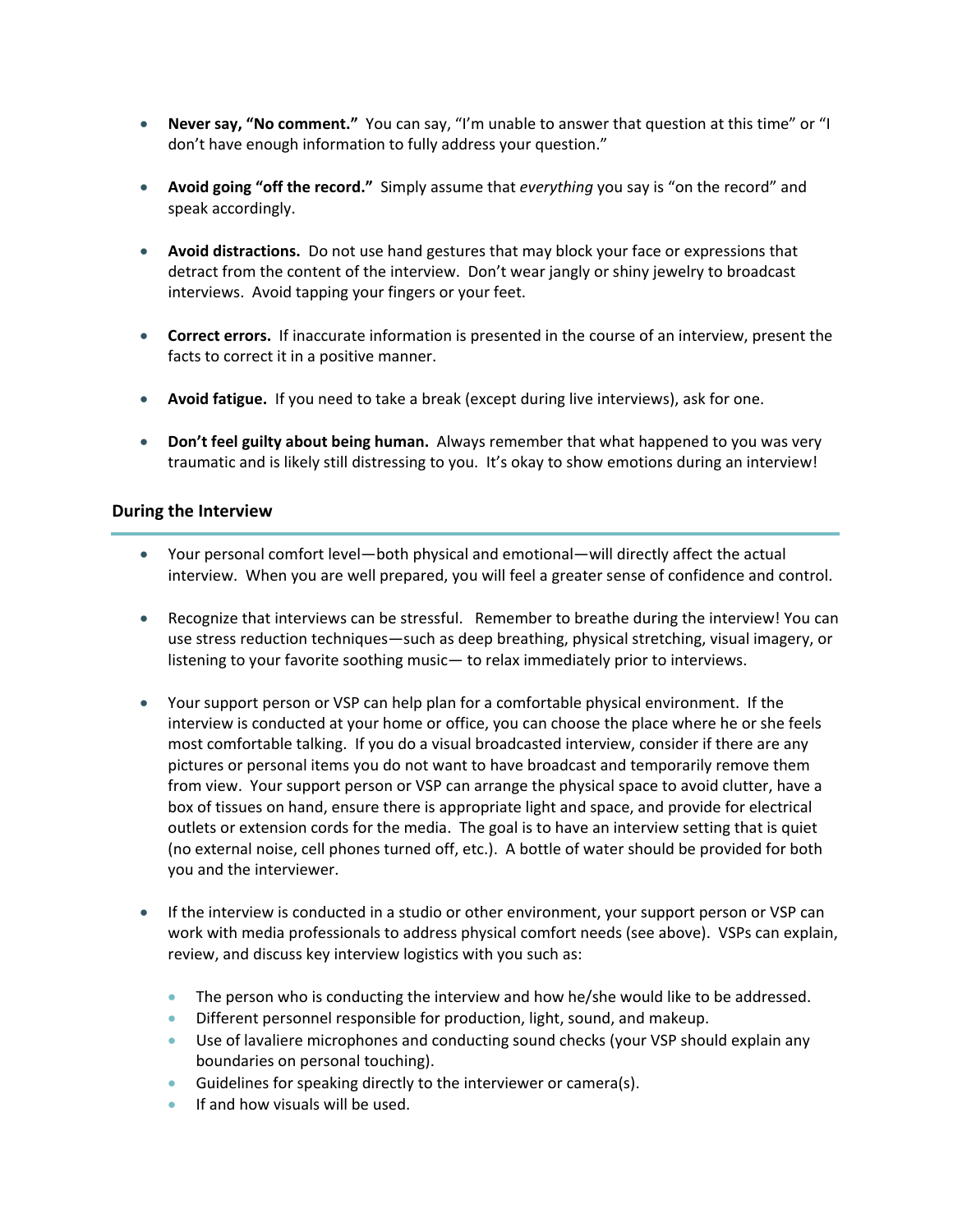- **Never say, "No comment."** You can say, "I'm unable to answer that question at this time" or "I don't have enough information to fully address your question."

- **Avoid going "off the record."** Simply assume that *everything* you say is "on the record" and speak accordingly.

- **Avoid distractions.** Do not use hand gestures that may block your face or expressions that detract from the content of the interview. Don't wear jangly or shiny jewelry to broadcast interviews. Avoid tapping your fingers or your feet.

- **Correct errors.** If inaccurate information is presented in the course of an interview, present the facts to correct it in a positive manner.

- **Avoid fatigue.** If you need to take a break (except during live interviews), ask for one.

- **Don't feel guilty about being human.** Always remember that what happened to you was very traumatic and is likely still distressing to you. It's okay to show emotions during an interview!

## During the Interview

- Your personal comfort level—both physical and emotional—will directly affect the actual interview. When you are well prepared, you will feel a greater sense of confidence and control.

- Recognize that interviews can be stressful. Remember to breathe during the interview! You can use stress reduction techniques—such as deep breathing, physical stretching, visual imagery, or listening to your favorite soothing music— to relax immediately prior to interviews.

- Your support person or VSP can help plan for a comfortable physical environment. If the interview is conducted at your home or office, you can choose the place where he or she feels most comfortable talking. If you do a visual broadcasted interview, consider if there are any pictures or personal items you do not want to have broadcast and temporarily remove them from view. Your support person or VSP can arrange the physical space to avoid clutter, have a box of tissues on hand, ensure there is appropriate light and space, and provide for electrical outlets or extension cords for the media. The goal is to have an interview setting that is quiet (no external noise, cell phones turned off, etc.). A bottle of water should be provided for both you and the interviewer.

- If the interview is conducted in a studio or other environment, your support person or VSP can work with media professionals to address physical comfort needs (see above). VSPs can explain, review, and discuss key interview logistics with you such as:

  - The person who is conducting the interview and how he/she would like to be addressed.
  - Different personnel responsible for production, light, sound, and makeup.
  - Use of lavaliere microphones and conducting sound checks (your VSP should explain any boundaries on personal touching).
  - Guidelines for speaking directly to the interviewer or camera(s).
  - If and how visuals will be used.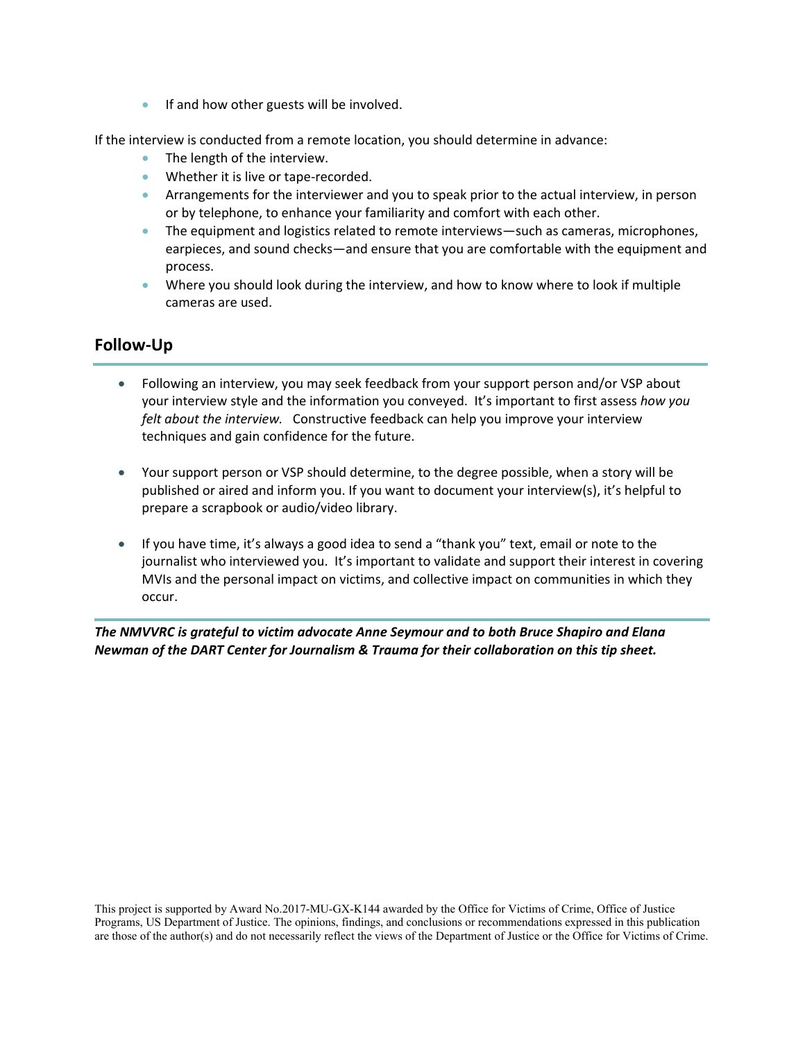- If and how other guests will be involved.

If the interview is conducted from a remote location, you should determine in advance:

- The length of the interview.
- Whether it is live or tape-recorded.
- Arrangements for the interviewer and you to speak prior to the actual interview, in person or by telephone, to enhance your familiarity and comfort with each other.
- The equipment and logistics related to remote interviews—such as cameras, microphones, earpieces, and sound checks—and ensure that you are comfortable with the equipment and process.
- Where you should look during the interview, and how to know where to look if multiple cameras are used.

## Follow-Up

- Following an interview, you may seek feedback from your support person and/or VSP about your interview style and the information you conveyed. It's important to first assess *how you felt about the interview.* Constructive feedback can help you improve your interview techniques and gain confidence for the future.

- Your support person or VSP should determine, to the degree possible, when a story will be published or aired and inform you. If you want to document your interview(s), it's helpful to prepare a scrapbook or audio/video library.

- If you have time, it's always a good idea to send a "thank you" text, email or note to the journalist who interviewed you. It's important to validate and support their interest in covering MVIs and the personal impact on victims, and collective impact on communities in which they occur.

***The NMVVRC is grateful to victim advocate Anne Seymour and to both Bruce Shapiro and Elana Newman of the DART Center for Journalism & Trauma for their collaboration on this tip sheet.***

This project is supported by Award No.2017-MU-GX-K144 awarded by the Office for Victims of Crime, Office of Justice Programs, US Department of Justice. The opinions, findings, and conclusions or recommendations expressed in this publication are those of the author(s) and do not necessarily reflect the views of the Department of Justice or the Office for Victims of Crime.